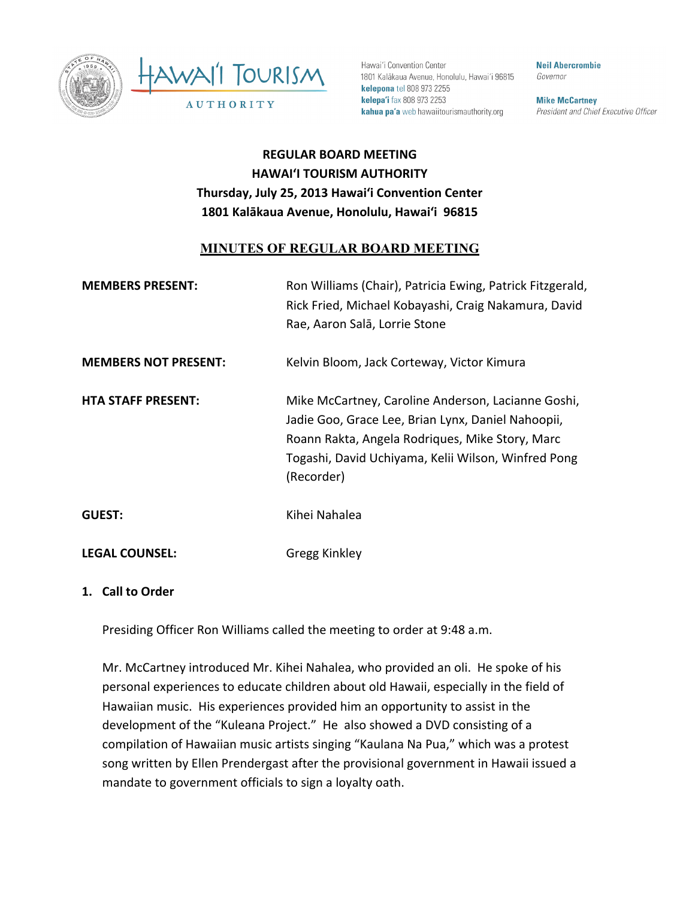Hawai'i Convention Center
1801 Kalākaua Avenue, Honolulu, Hawai'i 96815
**kelepona** tel 808 973 2255
**kelepa'i** fax 808 973 2253
**kahua pa'a** web hawaiitourismauthority.org

**Neil Abercrombie**
*Governor*

**Mike McCartney**
*President and Chief Executive Officer*

**REGULAR BOARD MEETING**
**HAWAIʻI TOURISM AUTHORITY**
**Thursday, July 25, 2013 Hawaiʻi Convention Center**
**1801 Kalākaua Avenue, Honolulu, Hawaiʻi 96815**

## MINUTES OF REGULAR BOARD MEETING

**MEMBERS PRESENT:** Ron Williams (Chair), Patricia Ewing, Patrick Fitzgerald, Rick Fried, Michael Kobayashi, Craig Nakamura, David Rae, Aaron Salā, Lorrie Stone

**MEMBERS NOT PRESENT:** Kelvin Bloom, Jack Corteway, Victor Kimura

**HTA STAFF PRESENT:** Mike McCartney, Caroline Anderson, Lacianne Goshi, Jadie Goo, Grace Lee, Brian Lynx, Daniel Nahoopii, Roann Rakta, Angela Rodriques, Mike Story, Marc Togashi, David Uchiyama, Kelii Wilson, Winfred Pong (Recorder)

**GUEST:** Kihei Nahalea

**LEGAL COUNSEL:** Gregg Kinkley

**1. Call to Order**

Presiding Officer Ron Williams called the meeting to order at 9:48 a.m.

Mr. McCartney introduced Mr. Kihei Nahalea, who provided an oli. He spoke of his personal experiences to educate children about old Hawaii, especially in the field of Hawaiian music. His experiences provided him an opportunity to assist in the development of the "Kuleana Project." He also showed a DVD consisting of a compilation of Hawaiian music artists singing "Kaulana Na Pua," which was a protest song written by Ellen Prendergast after the provisional government in Hawaii issued a mandate to government officials to sign a loyalty oath.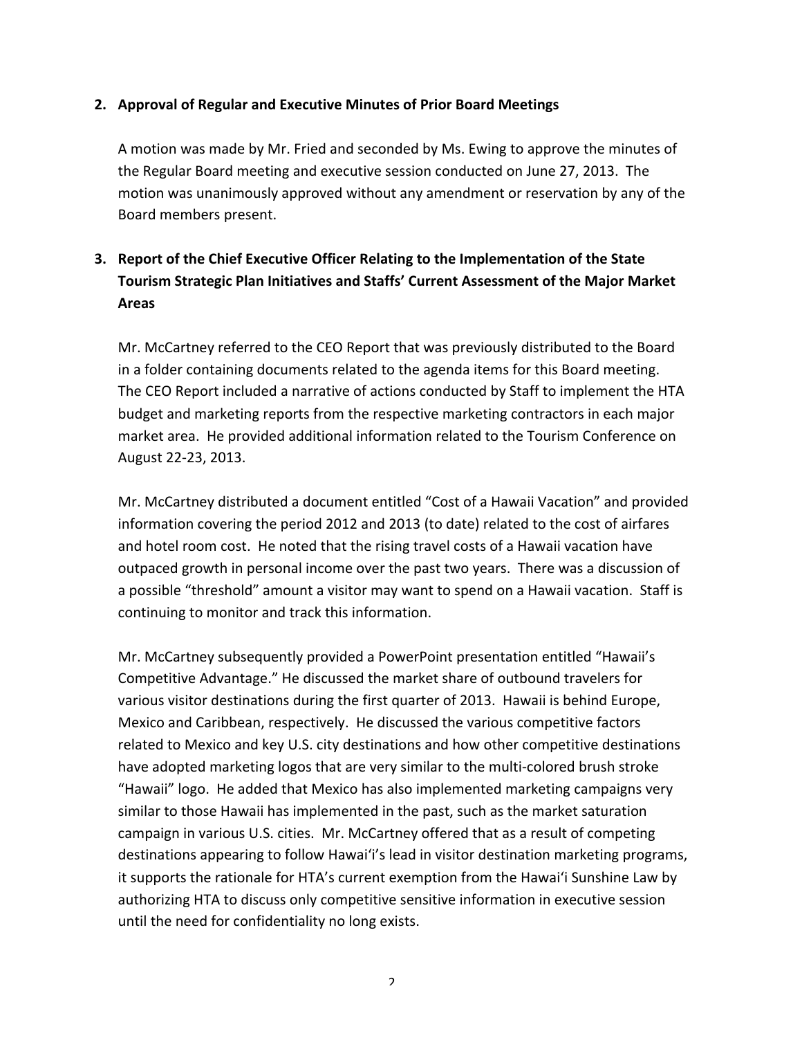**2. Approval of Regular and Executive Minutes of Prior Board Meetings**

A motion was made by Mr. Fried and seconded by Ms. Ewing to approve the minutes of the Regular Board meeting and executive session conducted on June 27, 2013. The motion was unanimously approved without any amendment or reservation by any of the Board members present.

**3. Report of the Chief Executive Officer Relating to the Implementation of the State Tourism Strategic Plan Initiatives and Staffs' Current Assessment of the Major Market Areas**

Mr. McCartney referred to the CEO Report that was previously distributed to the Board in a folder containing documents related to the agenda items for this Board meeting. The CEO Report included a narrative of actions conducted by Staff to implement the HTA budget and marketing reports from the respective marketing contractors in each major market area. He provided additional information related to the Tourism Conference on August 22-23, 2013.

Mr. McCartney distributed a document entitled "Cost of a Hawaii Vacation" and provided information covering the period 2012 and 2013 (to date) related to the cost of airfares and hotel room cost. He noted that the rising travel costs of a Hawaii vacation have outpaced growth in personal income over the past two years. There was a discussion of a possible "threshold" amount a visitor may want to spend on a Hawaii vacation. Staff is continuing to monitor and track this information.

Mr. McCartney subsequently provided a PowerPoint presentation entitled "Hawaii's Competitive Advantage." He discussed the market share of outbound travelers for various visitor destinations during the first quarter of 2013. Hawaii is behind Europe, Mexico and Caribbean, respectively. He discussed the various competitive factors related to Mexico and key U.S. city destinations and how other competitive destinations have adopted marketing logos that are very similar to the multi-colored brush stroke "Hawaii" logo. He added that Mexico has also implemented marketing campaigns very similar to those Hawaii has implemented in the past, such as the market saturation campaign in various U.S. cities. Mr. McCartney offered that as a result of competing destinations appearing to follow Hawai'i's lead in visitor destination marketing programs, it supports the rationale for HTA's current exemption from the Hawai'i Sunshine Law by authorizing HTA to discuss only competitive sensitive information in executive session until the need for confidentiality no long exists.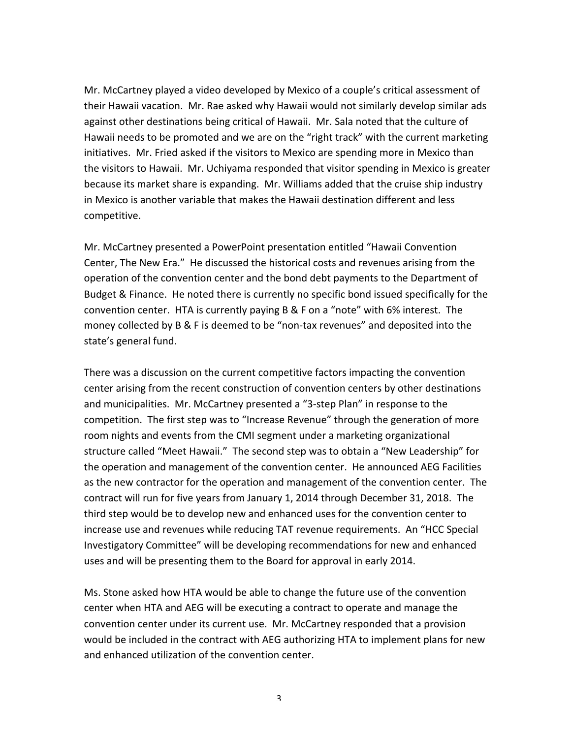Mr. McCartney played a video developed by Mexico of a couple's critical assessment of their Hawaii vacation. Mr. Rae asked why Hawaii would not similarly develop similar ads against other destinations being critical of Hawaii. Mr. Sala noted that the culture of Hawaii needs to be promoted and we are on the "right track" with the current marketing initiatives. Mr. Fried asked if the visitors to Mexico are spending more in Mexico than the visitors to Hawaii. Mr. Uchiyama responded that visitor spending in Mexico is greater because its market share is expanding. Mr. Williams added that the cruise ship industry in Mexico is another variable that makes the Hawaii destination different and less competitive.

Mr. McCartney presented a PowerPoint presentation entitled "Hawaii Convention Center, The New Era." He discussed the historical costs and revenues arising from the operation of the convention center and the bond debt payments to the Department of Budget & Finance. He noted there is currently no specific bond issued specifically for the convention center. HTA is currently paying B & F on a "note" with 6% interest. The money collected by B & F is deemed to be "non-tax revenues" and deposited into the state's general fund.

There was a discussion on the current competitive factors impacting the convention center arising from the recent construction of convention centers by other destinations and municipalities. Mr. McCartney presented a "3-step Plan" in response to the competition. The first step was to "Increase Revenue" through the generation of more room nights and events from the CMI segment under a marketing organizational structure called "Meet Hawaii." The second step was to obtain a "New Leadership" for the operation and management of the convention center. He announced AEG Facilities as the new contractor for the operation and management of the convention center. The contract will run for five years from January 1, 2014 through December 31, 2018. The third step would be to develop new and enhanced uses for the convention center to increase use and revenues while reducing TAT revenue requirements. An "HCC Special Investigatory Committee" will be developing recommendations for new and enhanced uses and will be presenting them to the Board for approval in early 2014.

Ms. Stone asked how HTA would be able to change the future use of the convention center when HTA and AEG will be executing a contract to operate and manage the convention center under its current use. Mr. McCartney responded that a provision would be included in the contract with AEG authorizing HTA to implement plans for new and enhanced utilization of the convention center.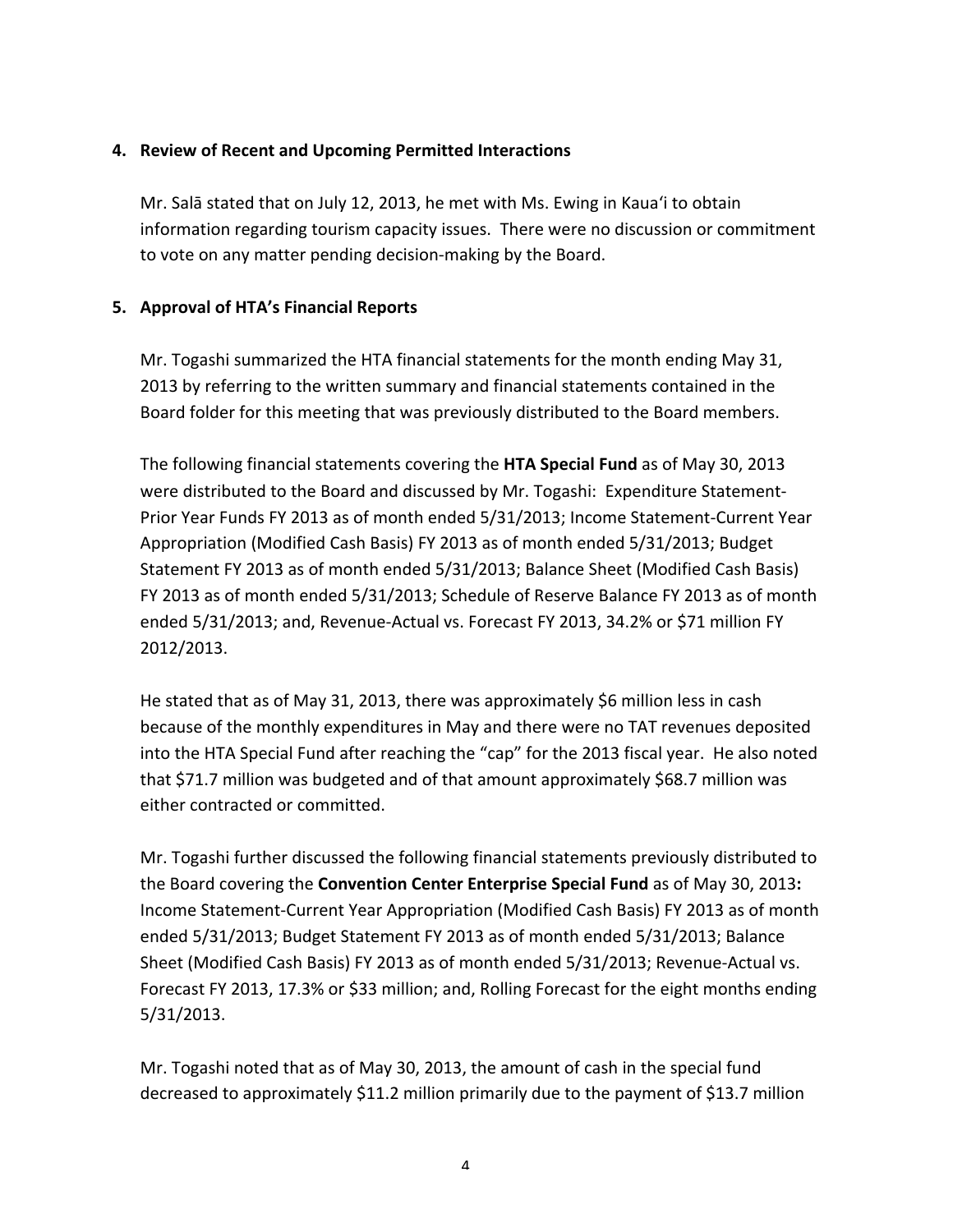## 4. Review of Recent and Upcoming Permitted Interactions

Mr. Salā stated that on July 12, 2013, he met with Ms. Ewing in Kaua'i to obtain information regarding tourism capacity issues. There were no discussion or commitment to vote on any matter pending decision-making by the Board.

## 5. Approval of HTA's Financial Reports

Mr. Togashi summarized the HTA financial statements for the month ending May 31, 2013 by referring to the written summary and financial statements contained in the Board folder for this meeting that was previously distributed to the Board members.

The following financial statements covering the **HTA Special Fund** as of May 30, 2013 were distributed to the Board and discussed by Mr. Togashi: Expenditure Statement-Prior Year Funds FY 2013 as of month ended 5/31/2013; Income Statement-Current Year Appropriation (Modified Cash Basis) FY 2013 as of month ended 5/31/2013; Budget Statement FY 2013 as of month ended 5/31/2013; Balance Sheet (Modified Cash Basis) FY 2013 as of month ended 5/31/2013; Schedule of Reserve Balance FY 2013 as of month ended 5/31/2013; and, Revenue-Actual vs. Forecast FY 2013, 34.2% or $71 million FY 2012/2013.

He stated that as of May 31, 2013, there was approximately $6 million less in cash because of the monthly expenditures in May and there were no TAT revenues deposited into the HTA Special Fund after reaching the "cap" for the 2013 fiscal year. He also noted that $71.7 million was budgeted and of that amount approximately $68.7 million was either contracted or committed.

Mr. Togashi further discussed the following financial statements previously distributed to the Board covering the **Convention Center Enterprise Special Fund** as of May 30, 2013**:** Income Statement-Current Year Appropriation (Modified Cash Basis) FY 2013 as of month ended 5/31/2013; Budget Statement FY 2013 as of month ended 5/31/2013; Balance Sheet (Modified Cash Basis) FY 2013 as of month ended 5/31/2013; Revenue-Actual vs. Forecast FY 2013, 17.3% or $33 million; and, Rolling Forecast for the eight months ending 5/31/2013.

Mr. Togashi noted that as of May 30, 2013, the amount of cash in the special fund decreased to approximately $11.2 million primarily due to the payment of $13.7 million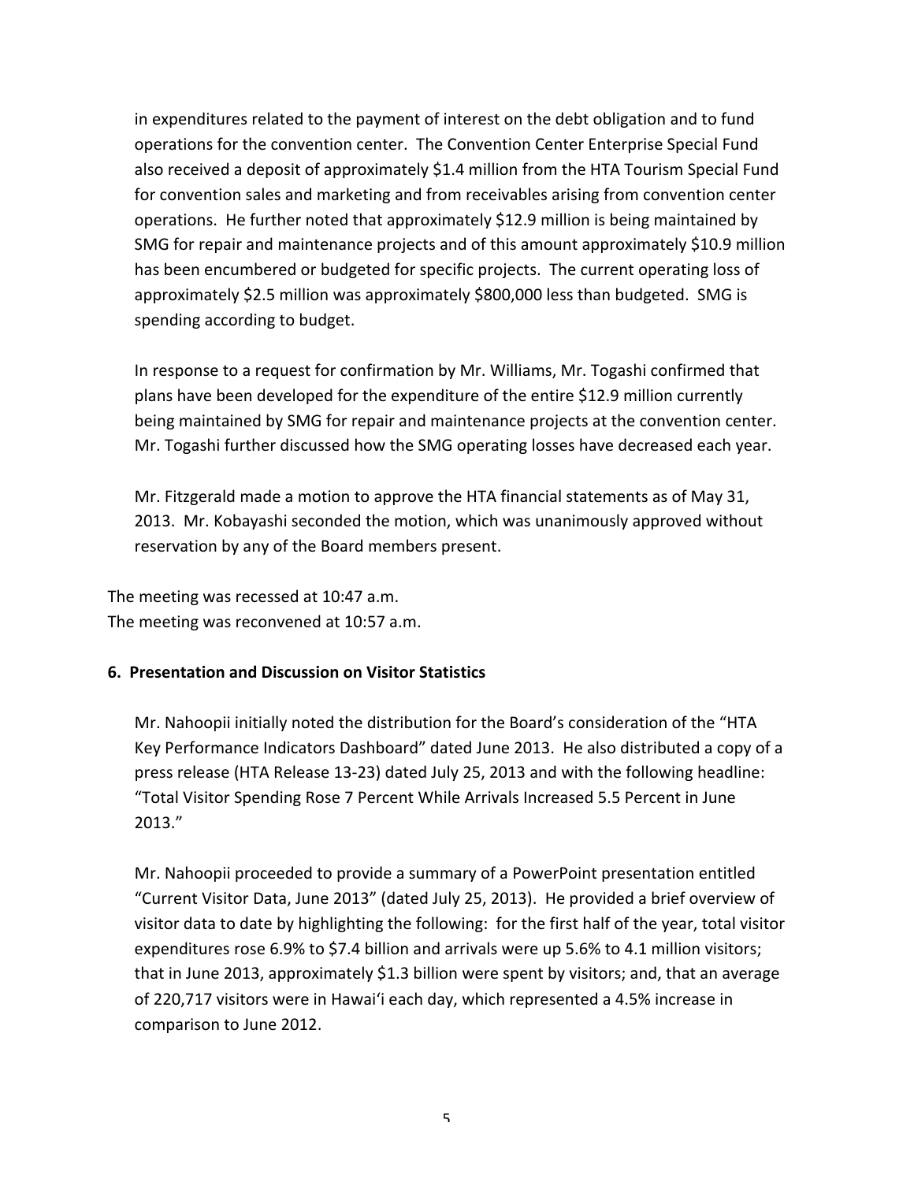in expenditures related to the payment of interest on the debt obligation and to fund operations for the convention center. The Convention Center Enterprise Special Fund also received a deposit of approximately $1.4 million from the HTA Tourism Special Fund for convention sales and marketing and from receivables arising from convention center operations. He further noted that approximately $12.9 million is being maintained by SMG for repair and maintenance projects and of this amount approximately $10.9 million has been encumbered or budgeted for specific projects. The current operating loss of approximately $2.5 million was approximately $800,000 less than budgeted. SMG is spending according to budget.

In response to a request for confirmation by Mr. Williams, Mr. Togashi confirmed that plans have been developed for the expenditure of the entire $12.9 million currently being maintained by SMG for repair and maintenance projects at the convention center. Mr. Togashi further discussed how the SMG operating losses have decreased each year.

Mr. Fitzgerald made a motion to approve the HTA financial statements as of May 31, 2013. Mr. Kobayashi seconded the motion, which was unanimously approved without reservation by any of the Board members present.

The meeting was recessed at 10:47 a.m.
The meeting was reconvened at 10:57 a.m.

**6. Presentation and Discussion on Visitor Statistics**

Mr. Nahoopii initially noted the distribution for the Board's consideration of the "HTA Key Performance Indicators Dashboard" dated June 2013. He also distributed a copy of a press release (HTA Release 13-23) dated July 25, 2013 and with the following headline: "Total Visitor Spending Rose 7 Percent While Arrivals Increased 5.5 Percent in June 2013."

Mr. Nahoopii proceeded to provide a summary of a PowerPoint presentation entitled "Current Visitor Data, June 2013" (dated July 25, 2013). He provided a brief overview of visitor data to date by highlighting the following: for the first half of the year, total visitor expenditures rose 6.9% to $7.4 billion and arrivals were up 5.6% to 4.1 million visitors; that in June 2013, approximately $1.3 billion were spent by visitors; and, that an average of 220,717 visitors were in Hawai'i each day, which represented a 4.5% increase in comparison to June 2012.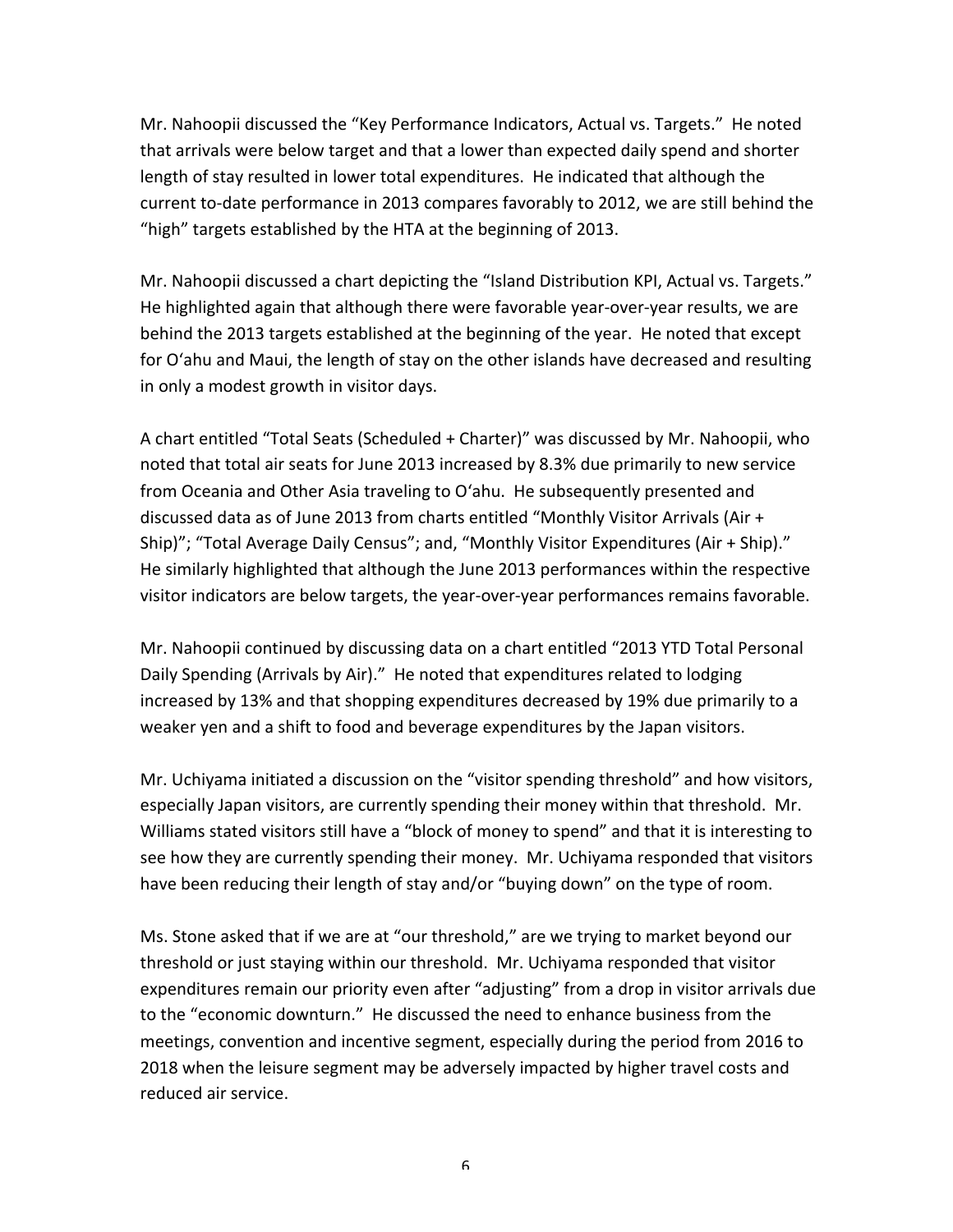Mr. Nahoopii discussed the "Key Performance Indicators, Actual vs. Targets." He noted that arrivals were below target and that a lower than expected daily spend and shorter length of stay resulted in lower total expenditures. He indicated that although the current to-date performance in 2013 compares favorably to 2012, we are still behind the "high" targets established by the HTA at the beginning of 2013.

Mr. Nahoopii discussed a chart depicting the "Island Distribution KPI, Actual vs. Targets." He highlighted again that although there were favorable year-over-year results, we are behind the 2013 targets established at the beginning of the year. He noted that except for O'ahu and Maui, the length of stay on the other islands have decreased and resulting in only a modest growth in visitor days.

A chart entitled "Total Seats (Scheduled + Charter)" was discussed by Mr. Nahoopii, who noted that total air seats for June 2013 increased by 8.3% due primarily to new service from Oceania and Other Asia traveling to O'ahu. He subsequently presented and discussed data as of June 2013 from charts entitled "Monthly Visitor Arrivals (Air + Ship)"; "Total Average Daily Census"; and, "Monthly Visitor Expenditures (Air + Ship)." He similarly highlighted that although the June 2013 performances within the respective visitor indicators are below targets, the year-over-year performances remains favorable.

Mr. Nahoopii continued by discussing data on a chart entitled "2013 YTD Total Personal Daily Spending (Arrivals by Air)." He noted that expenditures related to lodging increased by 13% and that shopping expenditures decreased by 19% due primarily to a weaker yen and a shift to food and beverage expenditures by the Japan visitors.

Mr. Uchiyama initiated a discussion on the "visitor spending threshold" and how visitors, especially Japan visitors, are currently spending their money within that threshold. Mr. Williams stated visitors still have a "block of money to spend" and that it is interesting to see how they are currently spending their money. Mr. Uchiyama responded that visitors have been reducing their length of stay and/or "buying down" on the type of room.

Ms. Stone asked that if we are at "our threshold," are we trying to market beyond our threshold or just staying within our threshold. Mr. Uchiyama responded that visitor expenditures remain our priority even after "adjusting" from a drop in visitor arrivals due to the "economic downturn." He discussed the need to enhance business from the meetings, convention and incentive segment, especially during the period from 2016 to 2018 when the leisure segment may be adversely impacted by higher travel costs and reduced air service.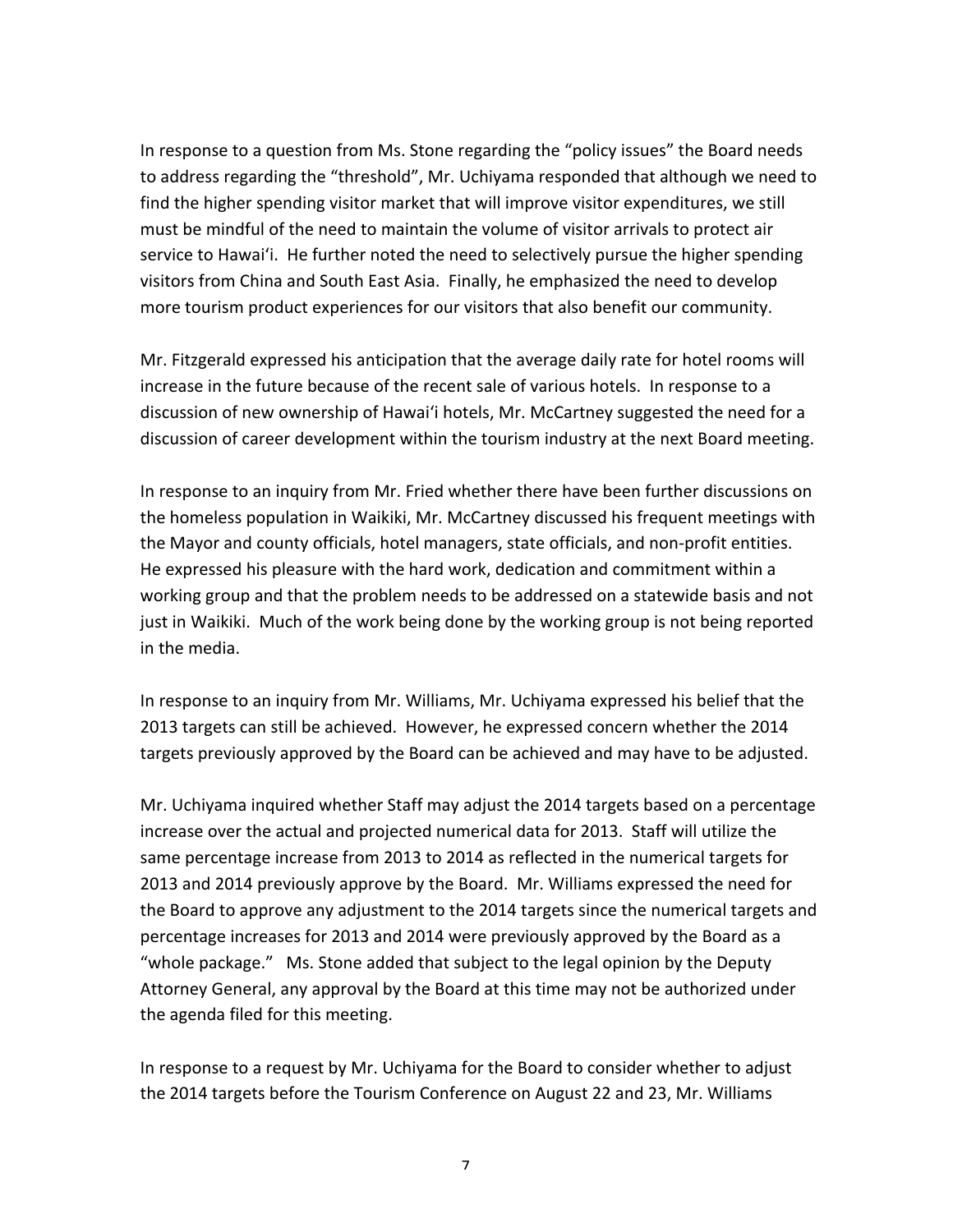In response to a question from Ms. Stone regarding the "policy issues" the Board needs to address regarding the "threshold", Mr. Uchiyama responded that although we need to find the higher spending visitor market that will improve visitor expenditures, we still must be mindful of the need to maintain the volume of visitor arrivals to protect air service to Hawai'i. He further noted the need to selectively pursue the higher spending visitors from China and South East Asia. Finally, he emphasized the need to develop more tourism product experiences for our visitors that also benefit our community.

Mr. Fitzgerald expressed his anticipation that the average daily rate for hotel rooms will increase in the future because of the recent sale of various hotels. In response to a discussion of new ownership of Hawai'i hotels, Mr. McCartney suggested the need for a discussion of career development within the tourism industry at the next Board meeting.

In response to an inquiry from Mr. Fried whether there have been further discussions on the homeless population in Waikiki, Mr. McCartney discussed his frequent meetings with the Mayor and county officials, hotel managers, state officials, and non-profit entities. He expressed his pleasure with the hard work, dedication and commitment within a working group and that the problem needs to be addressed on a statewide basis and not just in Waikiki. Much of the work being done by the working group is not being reported in the media.

In response to an inquiry from Mr. Williams, Mr. Uchiyama expressed his belief that the 2013 targets can still be achieved. However, he expressed concern whether the 2014 targets previously approved by the Board can be achieved and may have to be adjusted.

Mr. Uchiyama inquired whether Staff may adjust the 2014 targets based on a percentage increase over the actual and projected numerical data for 2013. Staff will utilize the same percentage increase from 2013 to 2014 as reflected in the numerical targets for 2013 and 2014 previously approve by the Board. Mr. Williams expressed the need for the Board to approve any adjustment to the 2014 targets since the numerical targets and percentage increases for 2013 and 2014 were previously approved by the Board as a "whole package." Ms. Stone added that subject to the legal opinion by the Deputy Attorney General, any approval by the Board at this time may not be authorized under the agenda filed for this meeting.

In response to a request by Mr. Uchiyama for the Board to consider whether to adjust the 2014 targets before the Tourism Conference on August 22 and 23, Mr. Williams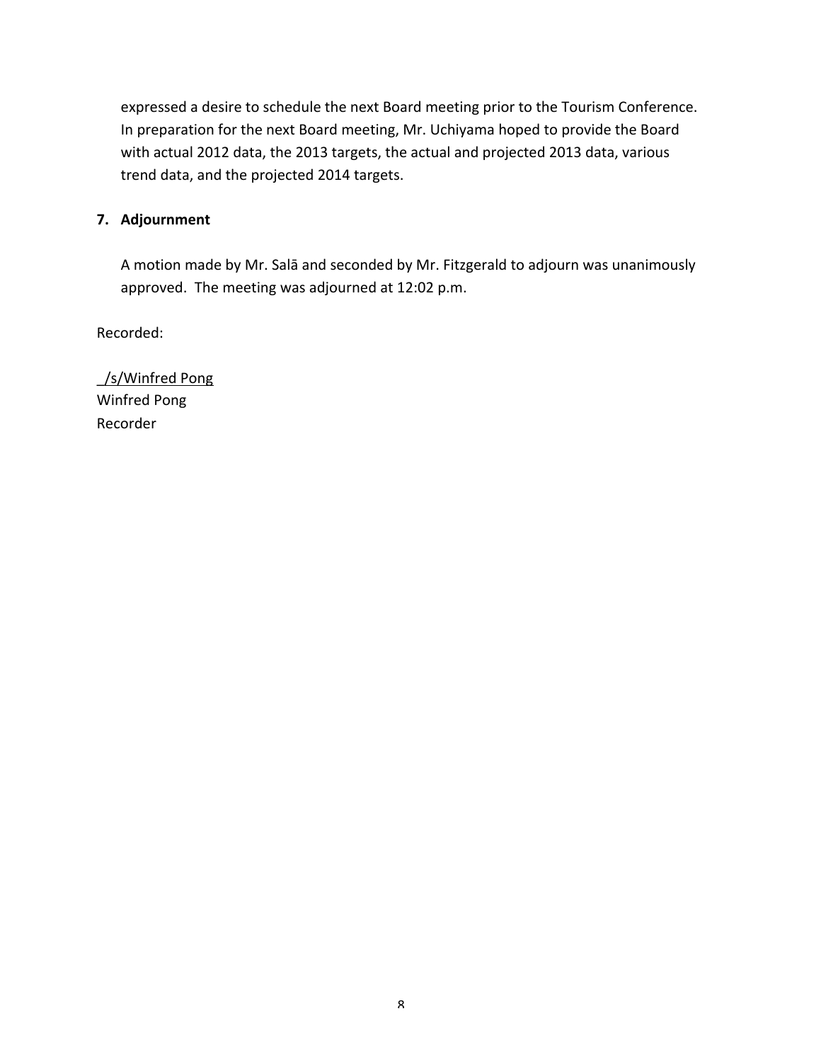expressed a desire to schedule the next Board meeting prior to the Tourism Conference. In preparation for the next Board meeting, Mr. Uchiyama hoped to provide the Board with actual 2012 data, the 2013 targets, the actual and projected 2013 data, various trend data, and the projected 2014 targets.

**7. Adjournment**

A motion made by Mr. Salā and seconded by Mr. Fitzgerald to adjourn was unanimously approved. The meeting was adjourned at 12:02 p.m.

Recorded:

_/s/Winfred Pong
Winfred Pong
Recorder